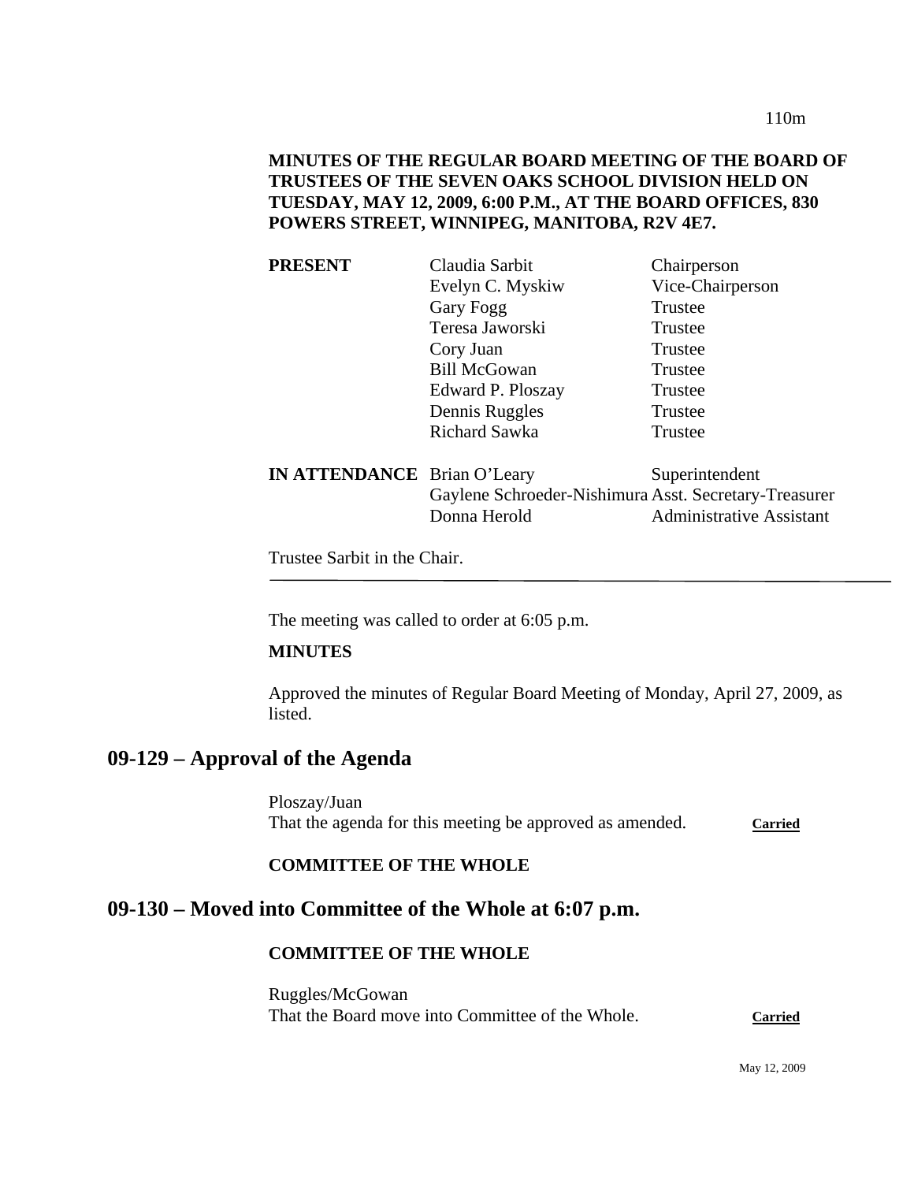**MINUTES OF THE REGULAR BOARD MEETING OF THE BOARD OF TRUSTEES OF THE SEVEN OAKS SCHOOL DIVISION HELD ON TUESDAY, MAY 12, 2009, 6:00 P.M., AT THE BOARD OFFICES, 830 POWERS STREET, WINNIPEG, MANITOBA, R2V 4E7.**

| | | |
|---|---|---|
| **PRESENT** | Claudia Sarbit | Chairperson |
| | Evelyn C. Myskiw | Vice-Chairperson |
| | Gary Fogg | Trustee |
| | Teresa Jaworski | Trustee |
| | Cory Juan | Trustee |
| | Bill McGowan | Trustee |
| | Edward P. Ploszay | Trustee |
| | Dennis Ruggles | Trustee |
| | Richard Sawka | Trustee |
| **IN ATTENDANCE** | Brian O'Leary | Superintendent |
| | Gaylene Schroeder-Nishimura | Asst. Secretary-Treasurer |
| | Donna Herold | Administrative Assistant |

Trustee Sarbit in the Chair.

---

The meeting was called to order at 6:05 p.m.

**MINUTES**

Approved the minutes of Regular Board Meeting of Monday, April 27, 2009, as listed.

## 09-129 – Approval of the Agenda

Ploszay/Juan
That the agenda for this meeting be approved as amended. **Carried**

**COMMITTEE OF THE WHOLE**

## 09-130 – Moved into Committee of the Whole at 6:07 p.m.

**COMMITTEE OF THE WHOLE**

Ruggles/McGowan
That the Board move into Committee of the Whole. **Carried**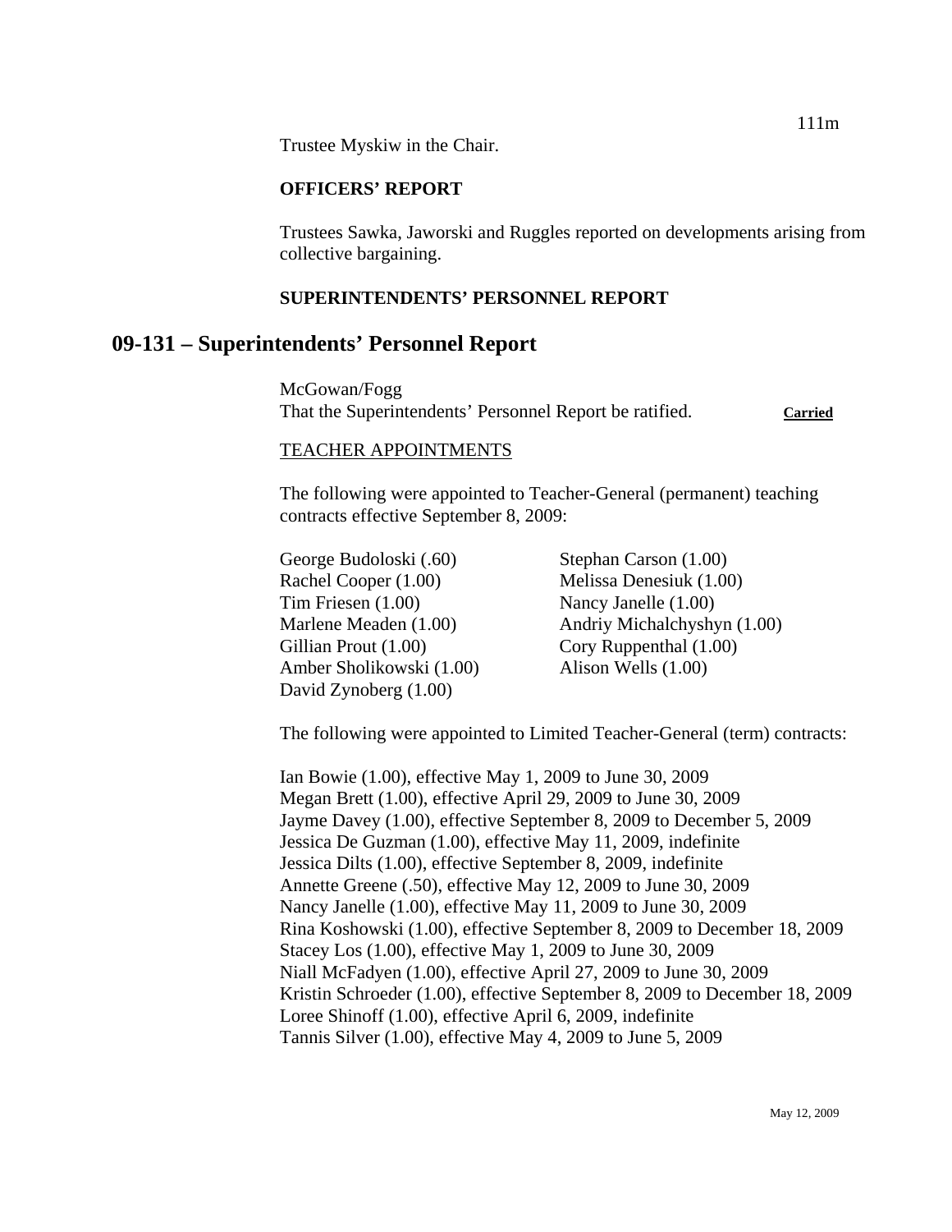Trustee Myskiw in the Chair.

**OFFICERS' REPORT**

Trustees Sawka, Jaworski and Ruggles reported on developments arising from collective bargaining.

**SUPERINTENDENTS' PERSONNEL REPORT**

## 09-131 – Superintendents' Personnel Report

McGowan/Fogg
That the Superintendents' Personnel Report be ratified. **Carried**

TEACHER APPOINTMENTS

The following were appointed to Teacher-General (permanent) teaching contracts effective September 8, 2009:

George Budoloski (.60)
Stephan Carson (1.00)
Rachel Cooper (1.00)
Melissa Denesiuk (1.00)
Tim Friesen (1.00)
Nancy Janelle (1.00)
Marlene Meaden (1.00)
Andriy Michalchyshyn (1.00)
Gillian Prout (1.00)
Cory Ruppenthal (1.00)
Amber Sholikowski (1.00)
Alison Wells (1.00)
David Zynoberg (1.00)

The following were appointed to Limited Teacher-General (term) contracts:

Ian Bowie (1.00), effective May 1, 2009 to June 30, 2009
Megan Brett (1.00), effective April 29, 2009 to June 30, 2009
Jayme Davey (1.00), effective September 8, 2009 to December 5, 2009
Jessica De Guzman (1.00), effective May 11, 2009, indefinite
Jessica Dilts (1.00), effective September 8, 2009, indefinite
Annette Greene (.50), effective May 12, 2009 to June 30, 2009
Nancy Janelle (1.00), effective May 11, 2009 to June 30, 2009
Rina Koshowski (1.00), effective September 8, 2009 to December 18, 2009
Stacey Los (1.00), effective May 1, 2009 to June 30, 2009
Niall McFadyen (1.00), effective April 27, 2009 to June 30, 2009
Kristin Schroeder (1.00), effective September 8, 2009 to December 18, 2009
Loree Shinoff (1.00), effective April 6, 2009, indefinite
Tannis Silver (1.00), effective May 4, 2009 to June 5, 2009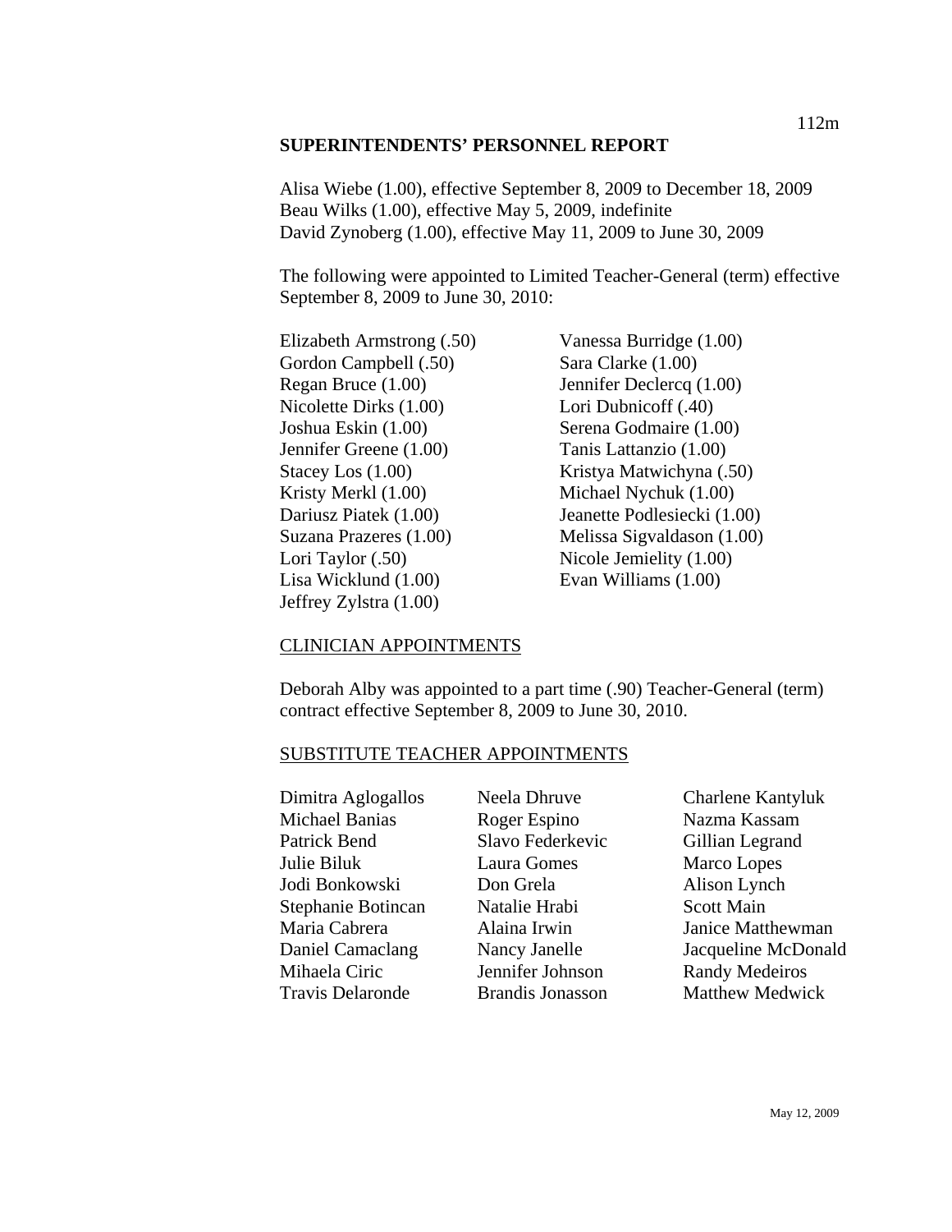**SUPERINTENDENTS' PERSONNEL REPORT**

Alisa Wiebe (1.00), effective September 8, 2009 to December 18, 2009
Beau Wilks (1.00), effective May 5, 2009, indefinite
David Zynoberg (1.00), effective May 11, 2009 to June 30, 2009

The following were appointed to Limited Teacher-General (term) effective September 8, 2009 to June 30, 2010:

Elizabeth Armstrong (.50)
Gordon Campbell (.50)
Regan Bruce (1.00)
Nicolette Dirks (1.00)
Joshua Eskin (1.00)
Jennifer Greene (1.00)
Stacey Los (1.00)
Kristy Merkl (1.00)
Dariusz Piatek (1.00)
Suzana Prazeres (1.00)
Lori Taylor (.50)
Lisa Wicklund (1.00)
Jeffrey Zylstra (1.00)
Vanessa Burridge (1.00)
Sara Clarke (1.00)
Jennifer Declercq (1.00)
Lori Dubnicoff (.40)
Serena Godmaire (1.00)
Tanis Lattanzio (1.00)
Kristya Matwichyna (.50)
Michael Nychuk (1.00)
Jeanette Podlesiecki (1.00)
Melissa Sigvaldason (1.00)
Nicole Jemielity (1.00)
Evan Williams (1.00)

CLINICIAN APPOINTMENTS

Deborah Alby was appointed to a part time (.90) Teacher-General (term) contract effective September 8, 2009 to June 30, 2010.

SUBSTITUTE TEACHER APPOINTMENTS

Dimitra Aglogallos
Michael Banias
Patrick Bend
Julie Biluk
Jodi Bonkowski
Stephanie Botincan
Maria Cabrera
Daniel Camaclang
Mihaela Ciric
Travis Delaronde
Neela Dhruve
Roger Espino
Slavo Federkevic
Laura Gomes
Don Grela
Natalie Hrabi
Alaina Irwin
Nancy Janelle
Jennifer Johnson
Brandis Jonasson
Charlene Kantyluk
Nazma Kassam
Gillian Legrand
Marco Lopes
Alison Lynch
Scott Main
Janice Matthewman
Jacqueline McDonald
Randy Medeiros
Matthew Medwick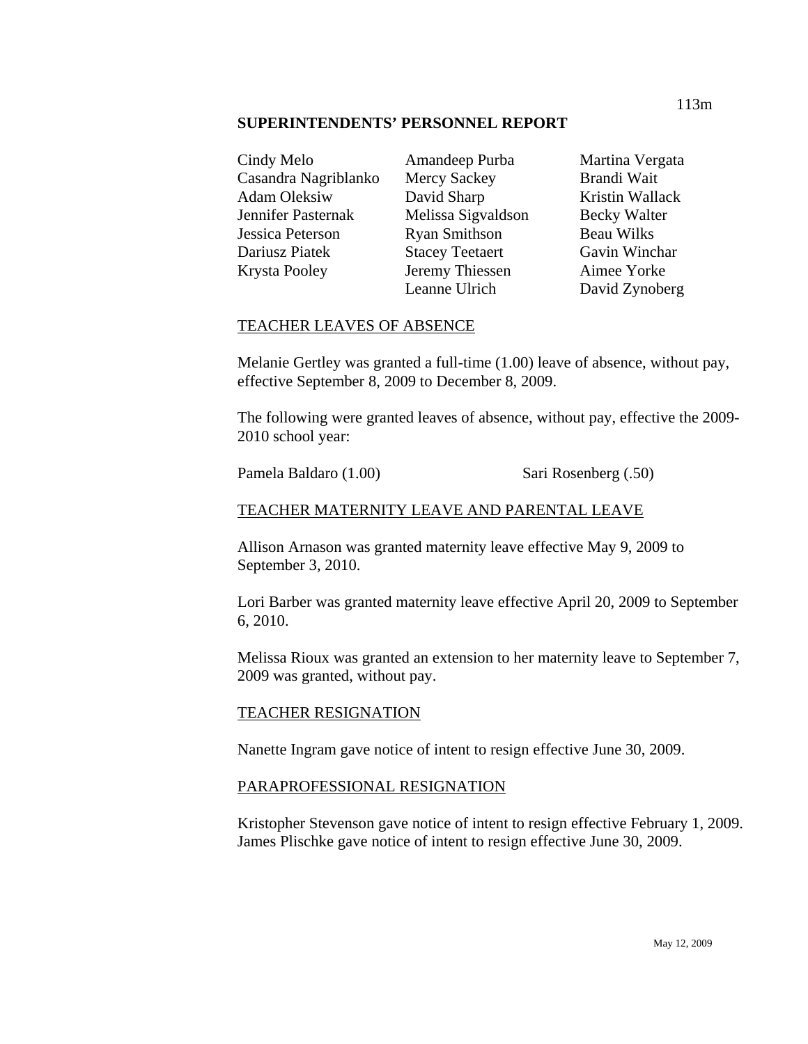## SUPERINTENDENTS' PERSONNEL REPORT

Cindy Melo
Casandra Nagriblanko
Adam Oleksiw
Jennifer Pasternak
Jessica Peterson
Dariusz Piatek
Krysta Pooley
Amandeep Purba
Mercy Sackey
David Sharp
Melissa Sigvaldson
Ryan Smithson
Stacey Teetaert
Jeremy Thiessen
Leanne Ulrich
Martina Vergata
Brandi Wait
Kristin Wallack
Becky Walter
Beau Wilks
Gavin Winchar
Aimee Yorke
David Zynoberg

### TEACHER LEAVES OF ABSENCE

Melanie Gertley was granted a full-time (1.00) leave of absence, without pay, effective September 8, 2009 to December 8, 2009.

The following were granted leaves of absence, without pay, effective the 2009-2010 school year:

Pamela Baldaro (1.00)
Sari Rosenberg (.50)

### TEACHER MATERNITY LEAVE AND PARENTAL LEAVE

Allison Arnason was granted maternity leave effective May 9, 2009 to September 3, 2010.

Lori Barber was granted maternity leave effective April 20, 2009 to September 6, 2010.

Melissa Rioux was granted an extension to her maternity leave to September 7, 2009 was granted, without pay.

### TEACHER RESIGNATION

Nanette Ingram gave notice of intent to resign effective June 30, 2009.

### PARAPROFESSIONAL RESIGNATION

Kristopher Stevenson gave notice of intent to resign effective February 1, 2009.
James Plischke gave notice of intent to resign effective June 30, 2009.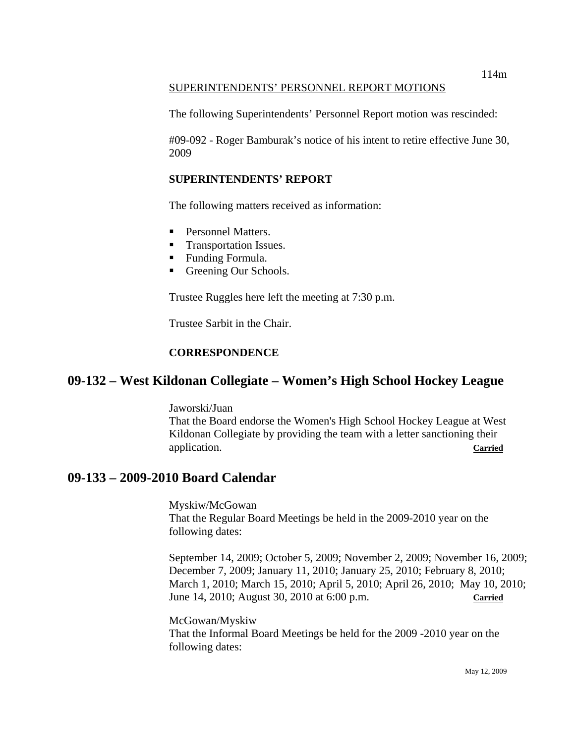SUPERINTENDENTS' PERSONNEL REPORT MOTIONS

The following Superintendents' Personnel Report motion was rescinded:

#09-092 - Roger Bamburak's notice of his intent to retire effective June 30, 2009

**SUPERINTENDENTS' REPORT**

The following matters received as information:

- Personnel Matters.
- Transportation Issues.
- Funding Formula.
- Greening Our Schools.

Trustee Ruggles here left the meeting at 7:30 p.m.

Trustee Sarbit in the Chair.

**CORRESPONDENCE**

## 09-132 – West Kildonan Collegiate – Women's High School Hockey League

Jaworski/Juan
That the Board endorse the Women's High School Hockey League at West Kildonan Collegiate by providing the team with a letter sanctioning their application. **Carried**

## 09-133 – 2009-2010 Board Calendar

Myskiw/McGowan
That the Regular Board Meetings be held in the 2009-2010 year on the following dates:

September 14, 2009; October 5, 2009; November 2, 2009; November 16, 2009; December 7, 2009; January 11, 2010; January 25, 2010; February 8, 2010; March 1, 2010; March 15, 2010; April 5, 2010; April 26, 2010; May 10, 2010; June 14, 2010; August 30, 2010 at 6:00 p.m. **Carried**

McGowan/Myskiw
That the Informal Board Meetings be held for the 2009 -2010 year on the following dates: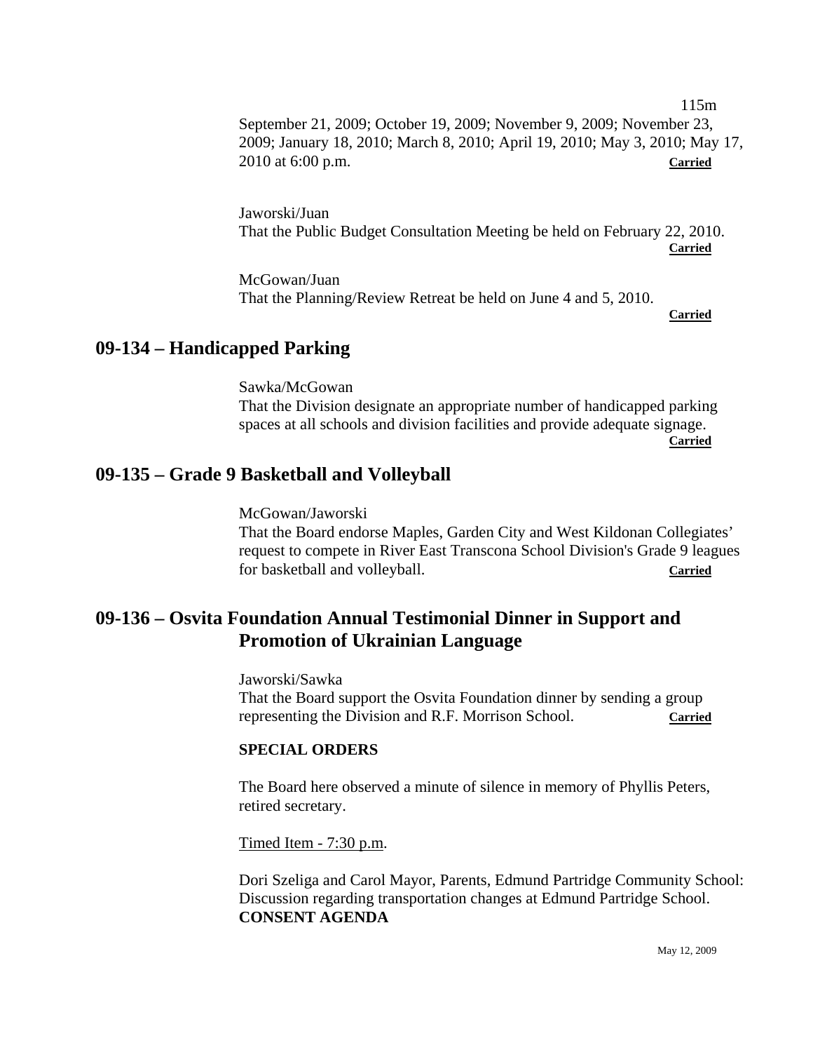September 21, 2009; October 19, 2009; November 9, 2009; November 23, 2009; January 18, 2010; March 8, 2010; April 19, 2010; May 3, 2010; May 17, 2010 at 6:00 p.m. **Carried**

Jaworski/Juan
That the Public Budget Consultation Meeting be held on February 22, 2010. **Carried**

McGowan/Juan
That the Planning/Review Retreat be held on June 4 and 5, 2010. **Carried**

## 09-134 – Handicapped Parking

Sawka/McGowan
That the Division designate an appropriate number of handicapped parking spaces at all schools and division facilities and provide adequate signage. **Carried**

## 09-135 – Grade 9 Basketball and Volleyball

McGowan/Jaworski
That the Board endorse Maples, Garden City and West Kildonan Collegiates' request to compete in River East Transcona School Division's Grade 9 leagues for basketball and volleyball. **Carried**

## 09-136 – Osvita Foundation Annual Testimonial Dinner in Support and Promotion of Ukrainian Language

Jaworski/Sawka
That the Board support the Osvita Foundation dinner by sending a group representing the Division and R.F. Morrison School. **Carried**

**SPECIAL ORDERS**

The Board here observed a minute of silence in memory of Phyllis Peters, retired secretary.

Timed Item - 7:30 p.m.

Dori Szeliga and Carol Mayor, Parents, Edmund Partridge Community School: Discussion regarding transportation changes at Edmund Partridge School.

**CONSENT AGENDA**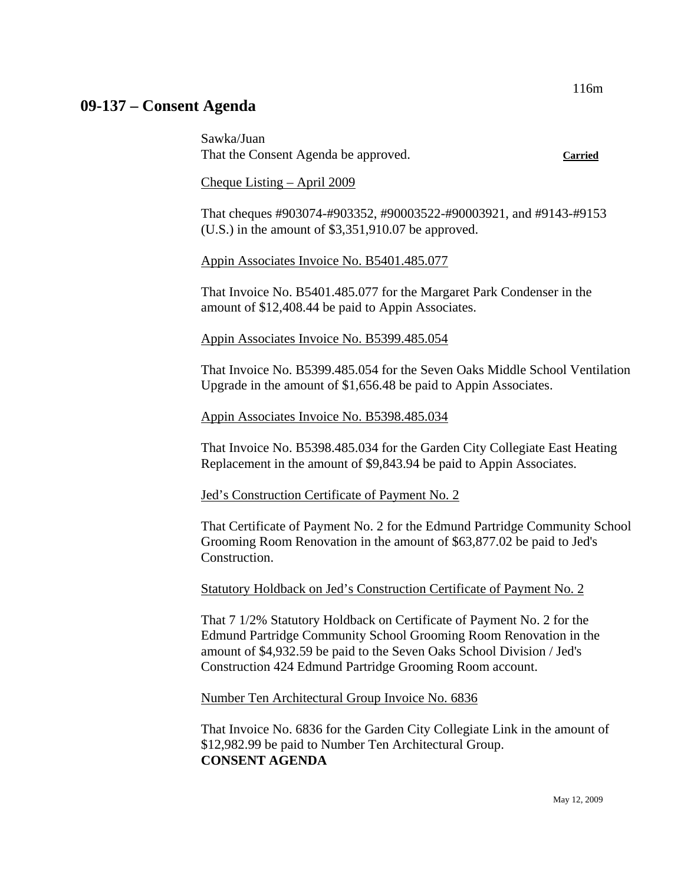## 09-137 – Consent Agenda

Sawka/Juan
That the Consent Agenda be approved. **Carried**

Cheque Listing – April 2009

That cheques #903074-#903352, #90003522-#90003921, and #9143-#9153 (U.S.) in the amount of $3,351,910.07 be approved.

Appin Associates Invoice No. B5401.485.077

That Invoice No. B5401.485.077 for the Margaret Park Condenser in the amount of $12,408.44 be paid to Appin Associates.

Appin Associates Invoice No. B5399.485.054

That Invoice No. B5399.485.054 for the Seven Oaks Middle School Ventilation Upgrade in the amount of $1,656.48 be paid to Appin Associates.

Appin Associates Invoice No. B5398.485.034

That Invoice No. B5398.485.034 for the Garden City Collegiate East Heating Replacement in the amount of $9,843.94 be paid to Appin Associates.

Jed's Construction Certificate of Payment No. 2

That Certificate of Payment No. 2 for the Edmund Partridge Community School Grooming Room Renovation in the amount of $63,877.02 be paid to Jed's Construction.

Statutory Holdback on Jed's Construction Certificate of Payment No. 2

That 7 1/2% Statutory Holdback on Certificate of Payment No. 2 for the Edmund Partridge Community School Grooming Room Renovation in the amount of $4,932.59 be paid to the Seven Oaks School Division / Jed's Construction 424 Edmund Partridge Grooming Room account.

Number Ten Architectural Group Invoice No. 6836

That Invoice No. 6836 for the Garden City Collegiate Link in the amount of $12,982.99 be paid to Number Ten Architectural Group.
**CONSENT AGENDA**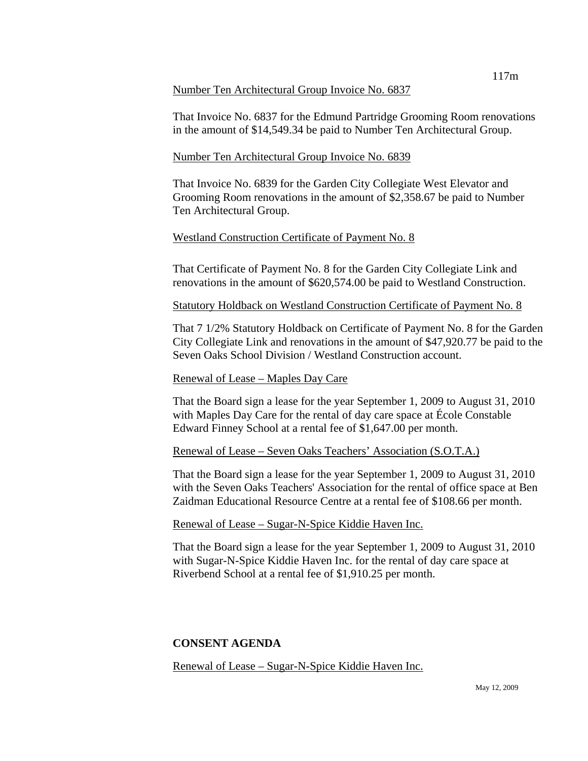Number Ten Architectural Group Invoice No. 6837

That Invoice No. 6837 for the Edmund Partridge Grooming Room renovations in the amount of $14,549.34 be paid to Number Ten Architectural Group.

Number Ten Architectural Group Invoice No. 6839

That Invoice No. 6839 for the Garden City Collegiate West Elevator and Grooming Room renovations in the amount of $2,358.67 be paid to Number Ten Architectural Group.

Westland Construction Certificate of Payment No. 8

That Certificate of Payment No. 8 for the Garden City Collegiate Link and renovations in the amount of $620,574.00 be paid to Westland Construction.

Statutory Holdback on Westland Construction Certificate of Payment No. 8

That 7 1/2% Statutory Holdback on Certificate of Payment No. 8 for the Garden City Collegiate Link and renovations in the amount of $47,920.77 be paid to the Seven Oaks School Division / Westland Construction account.

Renewal of Lease – Maples Day Care

That the Board sign a lease for the year September 1, 2009 to August 31, 2010 with Maples Day Care for the rental of day care space at École Constable Edward Finney School at a rental fee of $1,647.00 per month.

Renewal of Lease – Seven Oaks Teachers' Association (S.O.T.A.)

That the Board sign a lease for the year September 1, 2009 to August 31, 2010 with the Seven Oaks Teachers' Association for the rental of office space at Ben Zaidman Educational Resource Centre at a rental fee of $108.66 per month.

Renewal of Lease – Sugar-N-Spice Kiddie Haven Inc.

That the Board sign a lease for the year September 1, 2009 to August 31, 2010 with Sugar-N-Spice Kiddie Haven Inc. for the rental of day care space at Riverbend School at a rental fee of $1,910.25 per month.

**CONSENT AGENDA**

Renewal of Lease – Sugar-N-Spice Kiddie Haven Inc.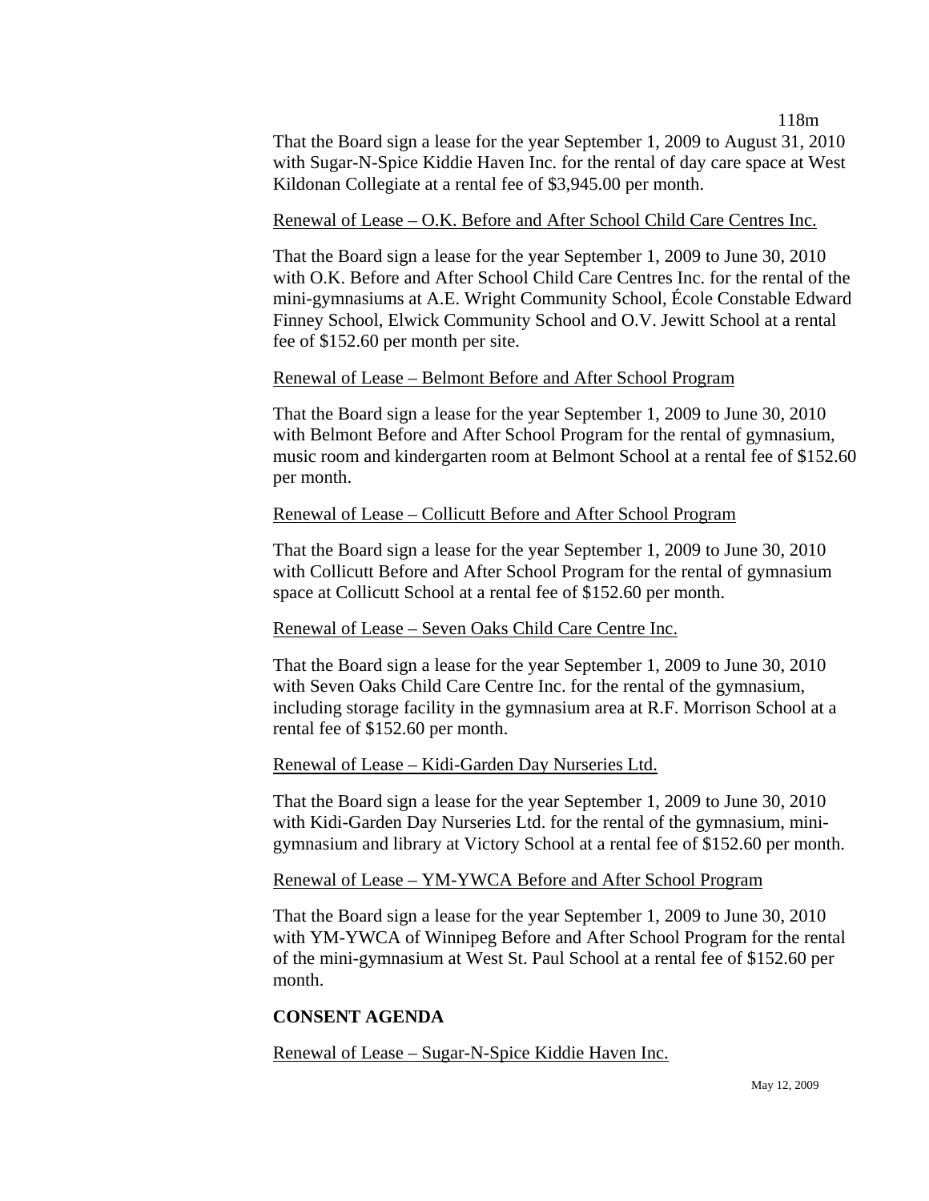That the Board sign a lease for the year September 1, 2009 to August 31, 2010 with Sugar-N-Spice Kiddie Haven Inc. for the rental of day care space at West Kildonan Collegiate at a rental fee of $3,945.00 per month.

Renewal of Lease – O.K. Before and After School Child Care Centres Inc.

That the Board sign a lease for the year September 1, 2009 to June 30, 2010 with O.K. Before and After School Child Care Centres Inc. for the rental of the mini-gymnasiums at A.E. Wright Community School, École Constable Edward Finney School, Elwick Community School and O.V. Jewitt School at a rental fee of $152.60 per month per site.

Renewal of Lease – Belmont Before and After School Program

That the Board sign a lease for the year September 1, 2009 to June 30, 2010 with Belmont Before and After School Program for the rental of gymnasium, music room and kindergarten room at Belmont School at a rental fee of $152.60 per month.

Renewal of Lease – Collicutt Before and After School Program

That the Board sign a lease for the year September 1, 2009 to June 30, 2010 with Collicutt Before and After School Program for the rental of gymnasium space at Collicutt School at a rental fee of $152.60 per month.

Renewal of Lease – Seven Oaks Child Care Centre Inc.

That the Board sign a lease for the year September 1, 2009 to June 30, 2010 with Seven Oaks Child Care Centre Inc. for the rental of the gymnasium, including storage facility in the gymnasium area at R.F. Morrison School at a rental fee of $152.60 per month.

Renewal of Lease – Kidi-Garden Day Nurseries Ltd.

That the Board sign a lease for the year September 1, 2009 to June 30, 2010 with Kidi-Garden Day Nurseries Ltd. for the rental of the gymnasium, mini-gymnasium and library at Victory School at a rental fee of $152.60 per month.

Renewal of Lease – YM-YWCA Before and After School Program

That the Board sign a lease for the year September 1, 2009 to June 30, 2010 with YM-YWCA of Winnipeg Before and After School Program for the rental of the mini-gymnasium at West St. Paul School at a rental fee of $152.60 per month.

**CONSENT AGENDA**

Renewal of Lease – Sugar-N-Spice Kiddie Haven Inc.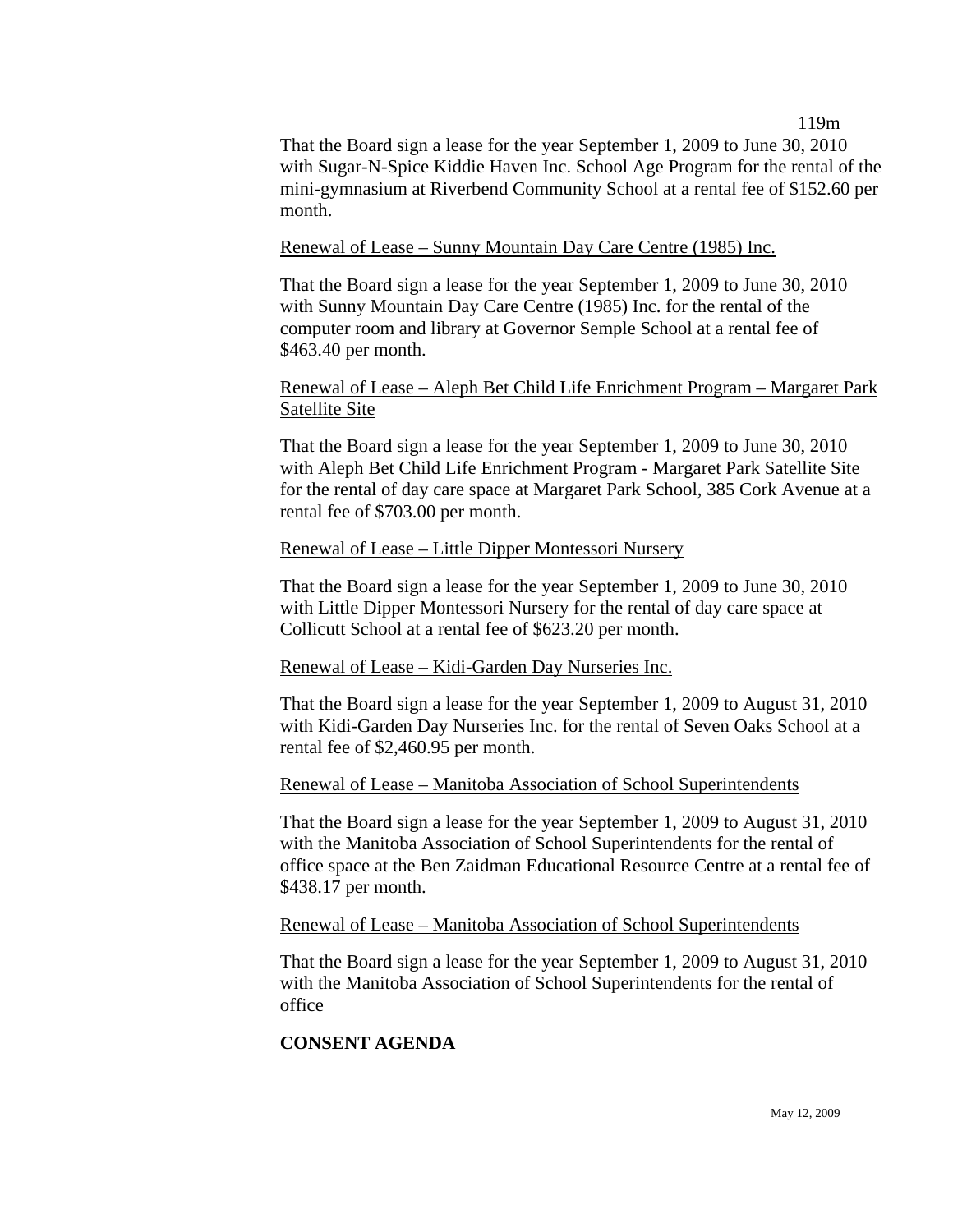That the Board sign a lease for the year September 1, 2009 to June 30, 2010 with Sugar-N-Spice Kiddie Haven Inc. School Age Program for the rental of the mini-gymnasium at Riverbend Community School at a rental fee of $152.60 per month.

Renewal of Lease – Sunny Mountain Day Care Centre (1985) Inc.

That the Board sign a lease for the year September 1, 2009 to June 30, 2010 with Sunny Mountain Day Care Centre (1985) Inc. for the rental of the computer room and library at Governor Semple School at a rental fee of $463.40 per month.

Renewal of Lease – Aleph Bet Child Life Enrichment Program – Margaret Park Satellite Site

That the Board sign a lease for the year September 1, 2009 to June 30, 2010 with Aleph Bet Child Life Enrichment Program - Margaret Park Satellite Site for the rental of day care space at Margaret Park School, 385 Cork Avenue at a rental fee of $703.00 per month.

Renewal of Lease – Little Dipper Montessori Nursery

That the Board sign a lease for the year September 1, 2009 to June 30, 2010 with Little Dipper Montessori Nursery for the rental of day care space at Collicutt School at a rental fee of $623.20 per month.

Renewal of Lease – Kidi-Garden Day Nurseries Inc.

That the Board sign a lease for the year September 1, 2009 to August 31, 2010 with Kidi-Garden Day Nurseries Inc. for the rental of Seven Oaks School at a rental fee of $2,460.95 per month.

Renewal of Lease – Manitoba Association of School Superintendents

That the Board sign a lease for the year September 1, 2009 to August 31, 2010 with the Manitoba Association of School Superintendents for the rental of office space at the Ben Zaidman Educational Resource Centre at a rental fee of $438.17 per month.

Renewal of Lease – Manitoba Association of School Superintendents

That the Board sign a lease for the year September 1, 2009 to August 31, 2010 with the Manitoba Association of School Superintendents for the rental of office

**CONSENT AGENDA**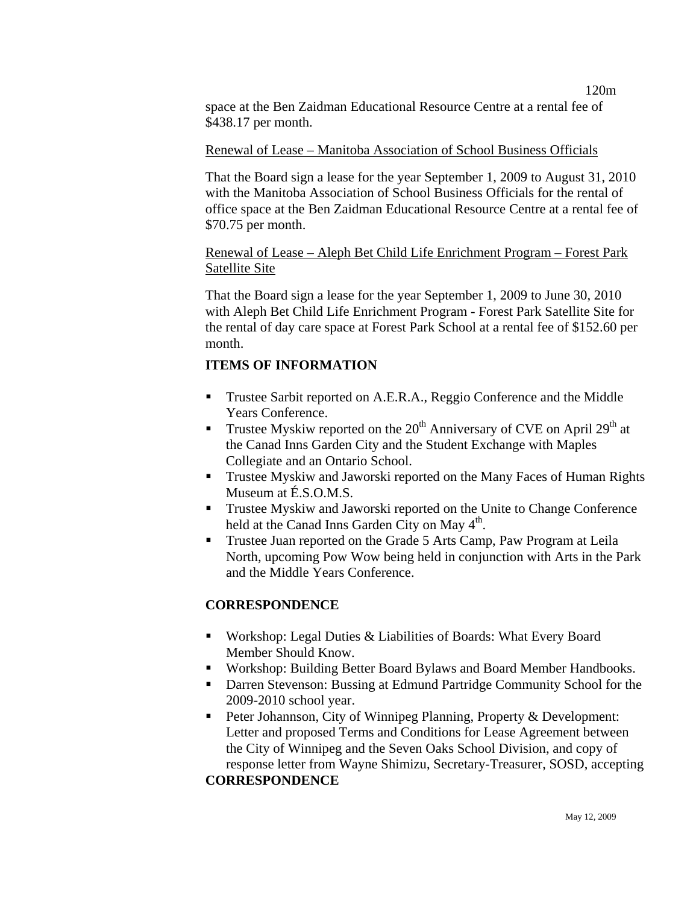space at the Ben Zaidman Educational Resource Centre at a rental fee of $438.17 per month.

Renewal of Lease – Manitoba Association of School Business Officials

That the Board sign a lease for the year September 1, 2009 to August 31, 2010 with the Manitoba Association of School Business Officials for the rental of office space at the Ben Zaidman Educational Resource Centre at a rental fee of $70.75 per month.

Renewal of Lease – Aleph Bet Child Life Enrichment Program – Forest Park Satellite Site

That the Board sign a lease for the year September 1, 2009 to June 30, 2010 with Aleph Bet Child Life Enrichment Program - Forest Park Satellite Site for the rental of day care space at Forest Park School at a rental fee of $152.60 per month.

**ITEMS OF INFORMATION**

- Trustee Sarbit reported on A.E.R.A., Reggio Conference and the Middle Years Conference.
- Trustee Myskiw reported on the 20th Anniversary of CVE on April 29th at the Canad Inns Garden City and the Student Exchange with Maples Collegiate and an Ontario School.
- Trustee Myskiw and Jaworski reported on the Many Faces of Human Rights Museum at É.S.O.M.S.
- Trustee Myskiw and Jaworski reported on the Unite to Change Conference held at the Canad Inns Garden City on May 4th.
- Trustee Juan reported on the Grade 5 Arts Camp, Paw Program at Leila North, upcoming Pow Wow being held in conjunction with Arts in the Park and the Middle Years Conference.

**CORRESPONDENCE**

- Workshop: Legal Duties & Liabilities of Boards: What Every Board Member Should Know.
- Workshop: Building Better Board Bylaws and Board Member Handbooks.
- Darren Stevenson: Bussing at Edmund Partridge Community School for the 2009-2010 school year.
- Peter Johannson, City of Winnipeg Planning, Property & Development: Letter and proposed Terms and Conditions for Lease Agreement between the City of Winnipeg and the Seven Oaks School Division, and copy of response letter from Wayne Shimizu, Secretary-Treasurer, SOSD, accepting

**CORRESPONDENCE**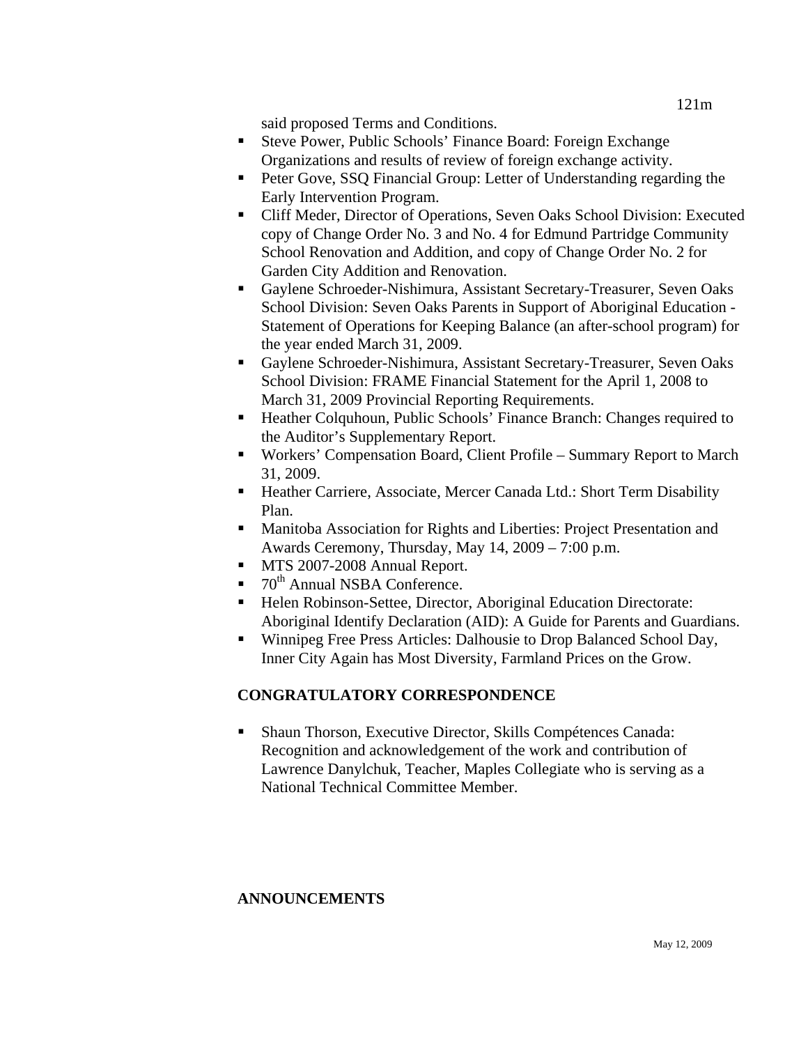said proposed Terms and Conditions.

- Steve Power, Public Schools' Finance Board: Foreign Exchange Organizations and results of review of foreign exchange activity.
- Peter Gove, SSQ Financial Group: Letter of Understanding regarding the Early Intervention Program.
- Cliff Meder, Director of Operations, Seven Oaks School Division: Executed copy of Change Order No. 3 and No. 4 for Edmund Partridge Community School Renovation and Addition, and copy of Change Order No. 2 for Garden City Addition and Renovation.
- Gaylene Schroeder-Nishimura, Assistant Secretary-Treasurer, Seven Oaks School Division: Seven Oaks Parents in Support of Aboriginal Education - Statement of Operations for Keeping Balance (an after-school program) for the year ended March 31, 2009.
- Gaylene Schroeder-Nishimura, Assistant Secretary-Treasurer, Seven Oaks School Division: FRAME Financial Statement for the April 1, 2008 to March 31, 2009 Provincial Reporting Requirements.
- Heather Colquhoun, Public Schools' Finance Branch: Changes required to the Auditor's Supplementary Report.
- Workers' Compensation Board, Client Profile – Summary Report to March 31, 2009.
- Heather Carriere, Associate, Mercer Canada Ltd.: Short Term Disability Plan.
- Manitoba Association for Rights and Liberties: Project Presentation and Awards Ceremony, Thursday, May 14, 2009 – 7:00 p.m.
- MTS 2007-2008 Annual Report.
- 70th Annual NSBA Conference.
- Helen Robinson-Settee, Director, Aboriginal Education Directorate: Aboriginal Identify Declaration (AID): A Guide for Parents and Guardians.
- Winnipeg Free Press Articles: Dalhousie to Drop Balanced School Day, Inner City Again has Most Diversity, Farmland Prices on the Grow.

**CONGRATULATORY CORRESPONDENCE**

- Shaun Thorson, Executive Director, Skills Compétences Canada: Recognition and acknowledgement of the work and contribution of Lawrence Danylchuk, Teacher, Maples Collegiate who is serving as a National Technical Committee Member.

**ANNOUNCEMENTS**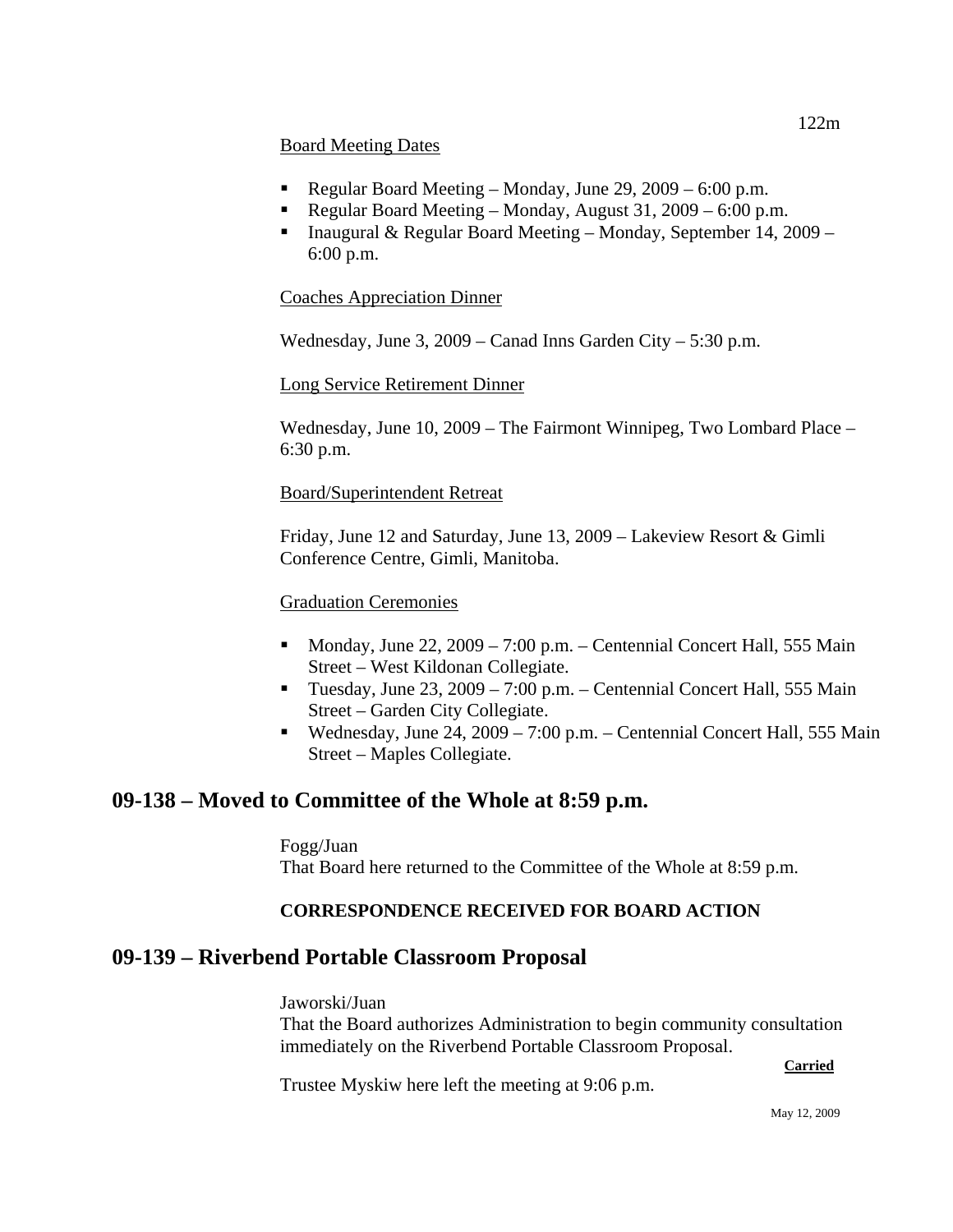Board Meeting Dates

- Regular Board Meeting – Monday, June 29, 2009 – 6:00 p.m.
- Regular Board Meeting – Monday, August 31, 2009 – 6:00 p.m.
- Inaugural & Regular Board Meeting – Monday, September 14, 2009 – 6:00 p.m.

Coaches Appreciation Dinner

Wednesday, June 3, 2009 – Canad Inns Garden City – 5:30 p.m.

Long Service Retirement Dinner

Wednesday, June 10, 2009 – The Fairmont Winnipeg, Two Lombard Place – 6:30 p.m.

Board/Superintendent Retreat

Friday, June 12 and Saturday, June 13, 2009 – Lakeview Resort & Gimli Conference Centre, Gimli, Manitoba.

Graduation Ceremonies

- Monday, June 22, 2009 – 7:00 p.m. – Centennial Concert Hall, 555 Main Street – West Kildonan Collegiate.
- Tuesday, June 23, 2009 – 7:00 p.m. – Centennial Concert Hall, 555 Main Street – Garden City Collegiate.
- Wednesday, June 24, 2009 – 7:00 p.m. – Centennial Concert Hall, 555 Main Street – Maples Collegiate.

## 09-138 – Moved to Committee of the Whole at 8:59 p.m.

Fogg/Juan
That Board here returned to the Committee of the Whole at 8:59 p.m.

**CORRESPONDENCE RECEIVED FOR BOARD ACTION**

## 09-139 – Riverbend Portable Classroom Proposal

Jaworski/Juan
That the Board authorizes Administration to begin community consultation immediately on the Riverbend Portable Classroom Proposal.

**Carried**

Trustee Myskiw here left the meeting at 9:06 p.m.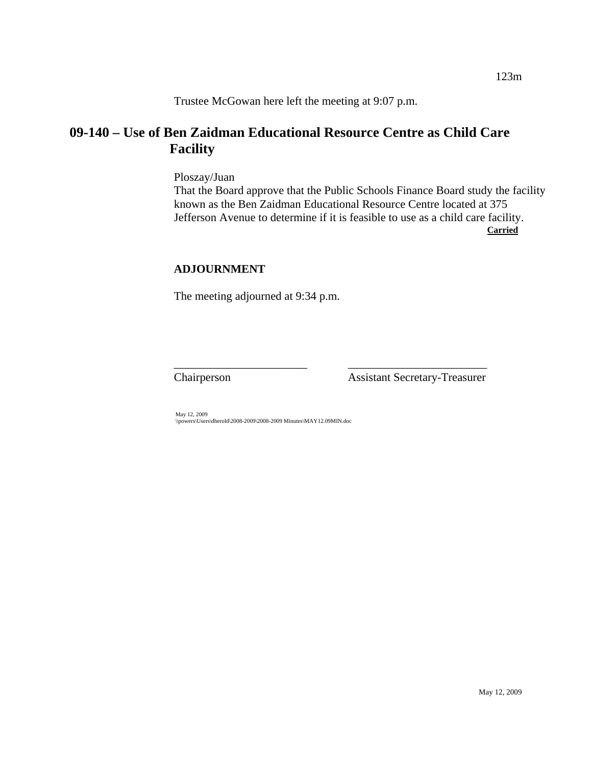Trustee McGowan here left the meeting at 9:07 p.m.

## 09-140 – Use of Ben Zaidman Educational Resource Centre as Child Care Facility

Ploszay/Juan
That the Board approve that the Public Schools Finance Board study the facility known as the Ben Zaidman Educational Resource Centre located at 375 Jefferson Avenue to determine if it is feasible to use as a child care facility.
**Carried**

**ADJOURNMENT**

The meeting adjourned at 9:34 p.m.

_______________________ _______________________
Chairperson Assistant Secretary-Treasurer

May 12, 2009
\\powers\Users\dherold\2008-2009\2008-2009 Minutes\MAY12.09MIN.doc